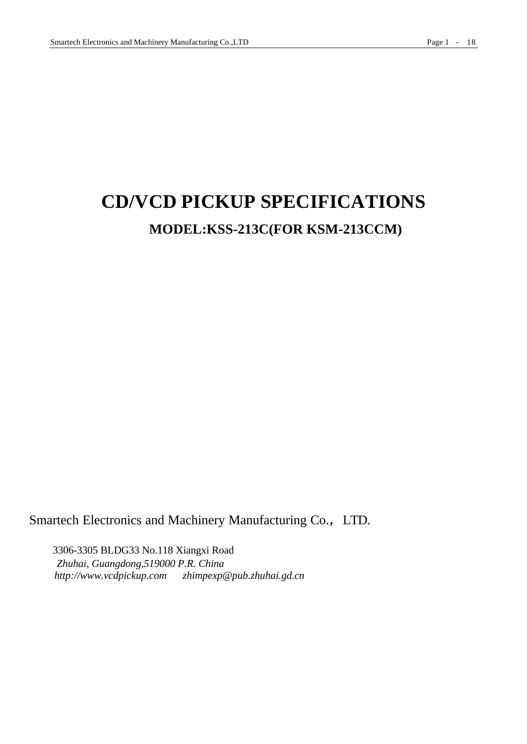# CD/VCD PICKUP SPECIFICATIONS

## MODEL:KSS-213C(FOR KSM-213CCM)

Smartech Electronics and Machinery Manufacturing Co.， LTD.

3306-3305 BLDG33 No.118 Xiangxi Road

*Zhuhai, Guangdong,519000 P.R. China*

*http://www.vcdpickup.com      zhimpexp@pub.zhuhai.gd.cn*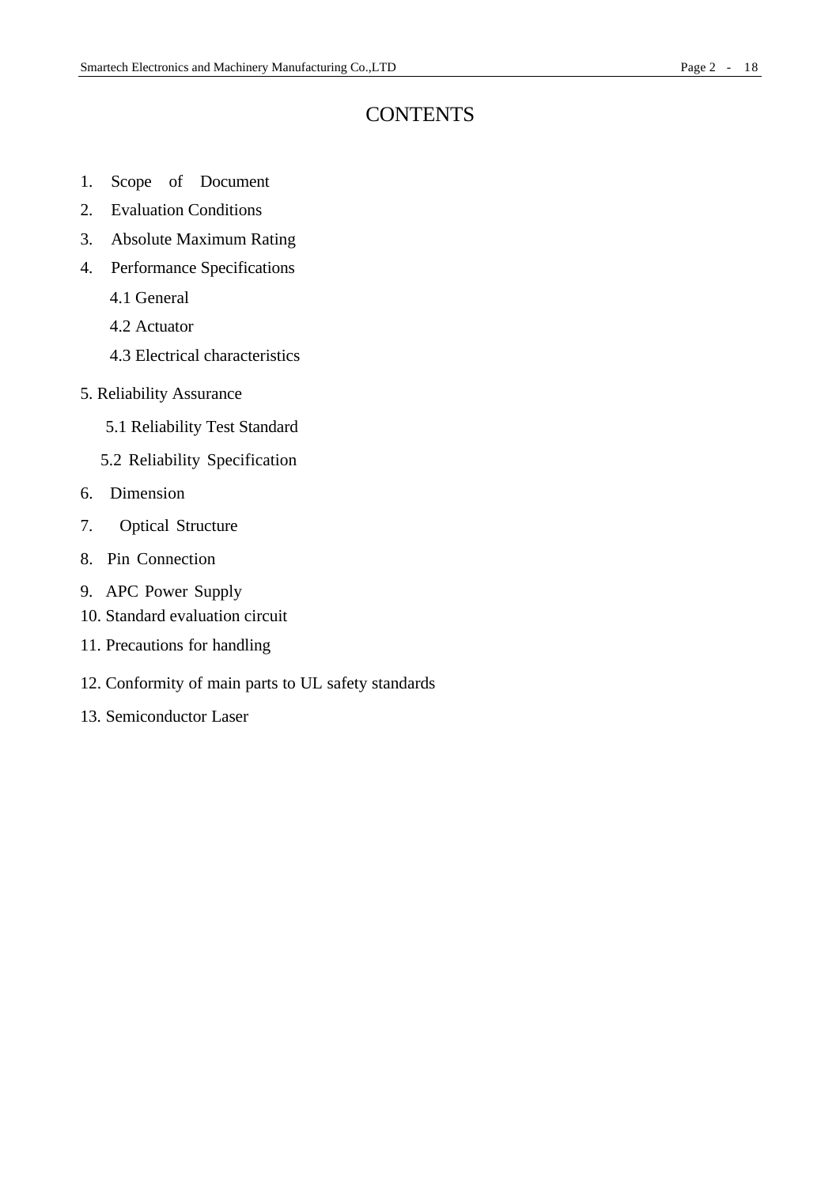# CONTENTS

1. Scope of Document
2. Evaluation Conditions
3. Absolute Maximum Rating
4. Performance Specifications
   - 4.1 General
   - 4.2 Actuator
   - 4.3 Electrical characteristics
5. Reliability Assurance
   - 5.1 Reliability Test Standard
   - 5.2 Reliability Specification
6. Dimension
7. Optical Structure
8. Pin Connection
9. APC Power Supply
10. Standard evaluation circuit
11. Precautions for handling
12. Conformity of main parts to UL safety standards
13. Semiconductor Laser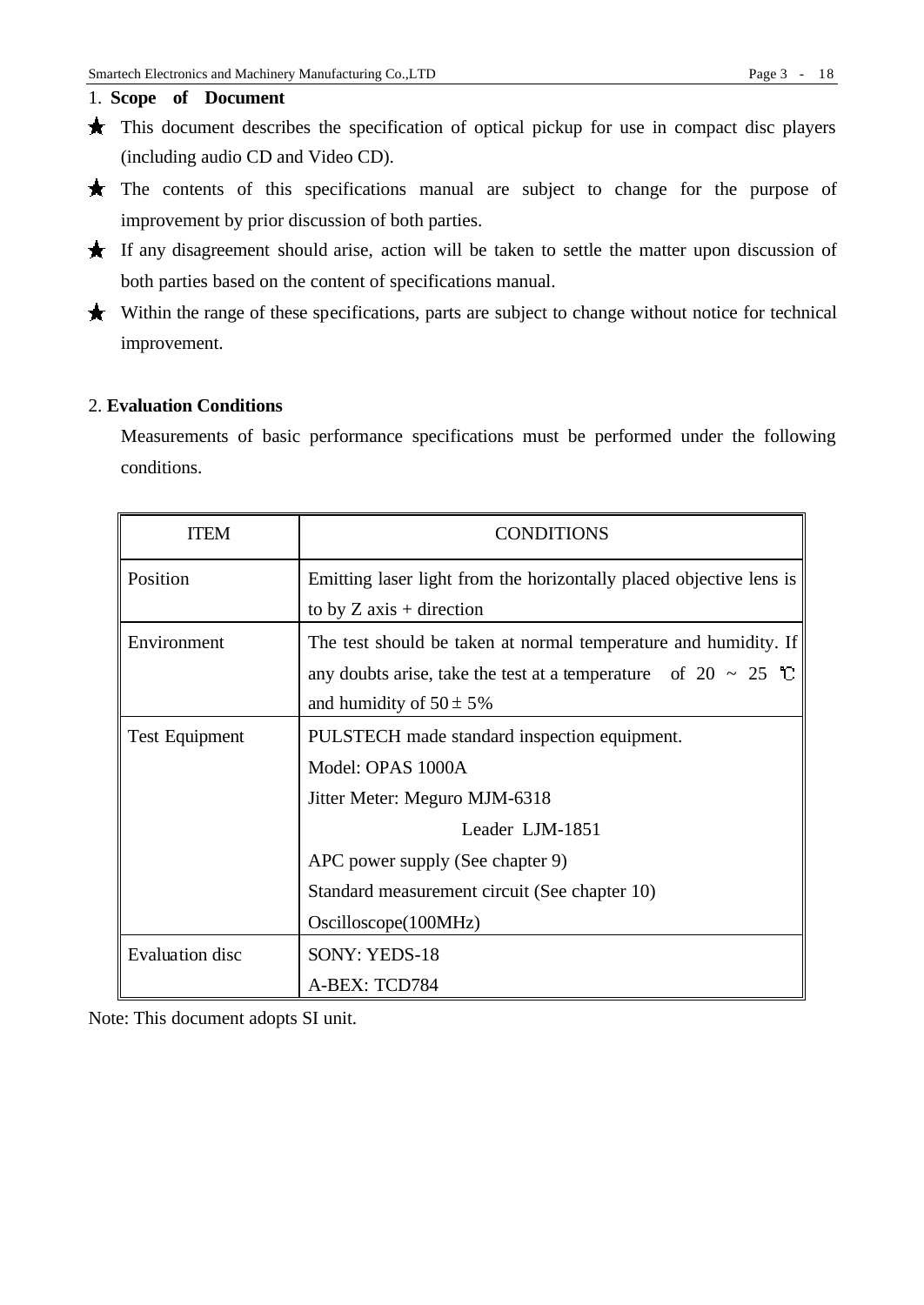## 1. Scope of Document

- ★ This document describes the specification of optical pickup for use in compact disc players (including audio CD and Video CD).
- ★ The contents of this specifications manual are subject to change for the purpose of improvement by prior discussion of both parties.
- ★ If any disagreement should arise, action will be taken to settle the matter upon discussion of both parties based on the content of specifications manual.
- ★ Within the range of these specifications, parts are subject to change without notice for technical improvement.

## 2. Evaluation Conditions

Measurements of basic performance specifications must be performed under the following conditions.

| ITEM | CONDITIONS |
|---|---|
| Position | Emitting laser light from the horizontally placed objective lens is to by Z axis + direction |
| Environment | The test should be taken at normal temperature and humidity. If any doubts arise, take the test at a temperature of 20 ~ 25 ℃ and humidity of $50 \pm 5\%$ |
| Test Equipment | PULSTECH made standard inspection equipment.<br>Model: OPAS 1000A<br>Jitter Meter: Meguro MJM-6318<br>Leader LJM-1851<br>APC power supply (See chapter 9)<br>Standard measurement circuit (See chapter 10)<br>Oscilloscope(100MHz) |
| Evaluation disc | SONY: YEDS-18<br>A-BEX: TCD784 |

Note: This document adopts SI unit.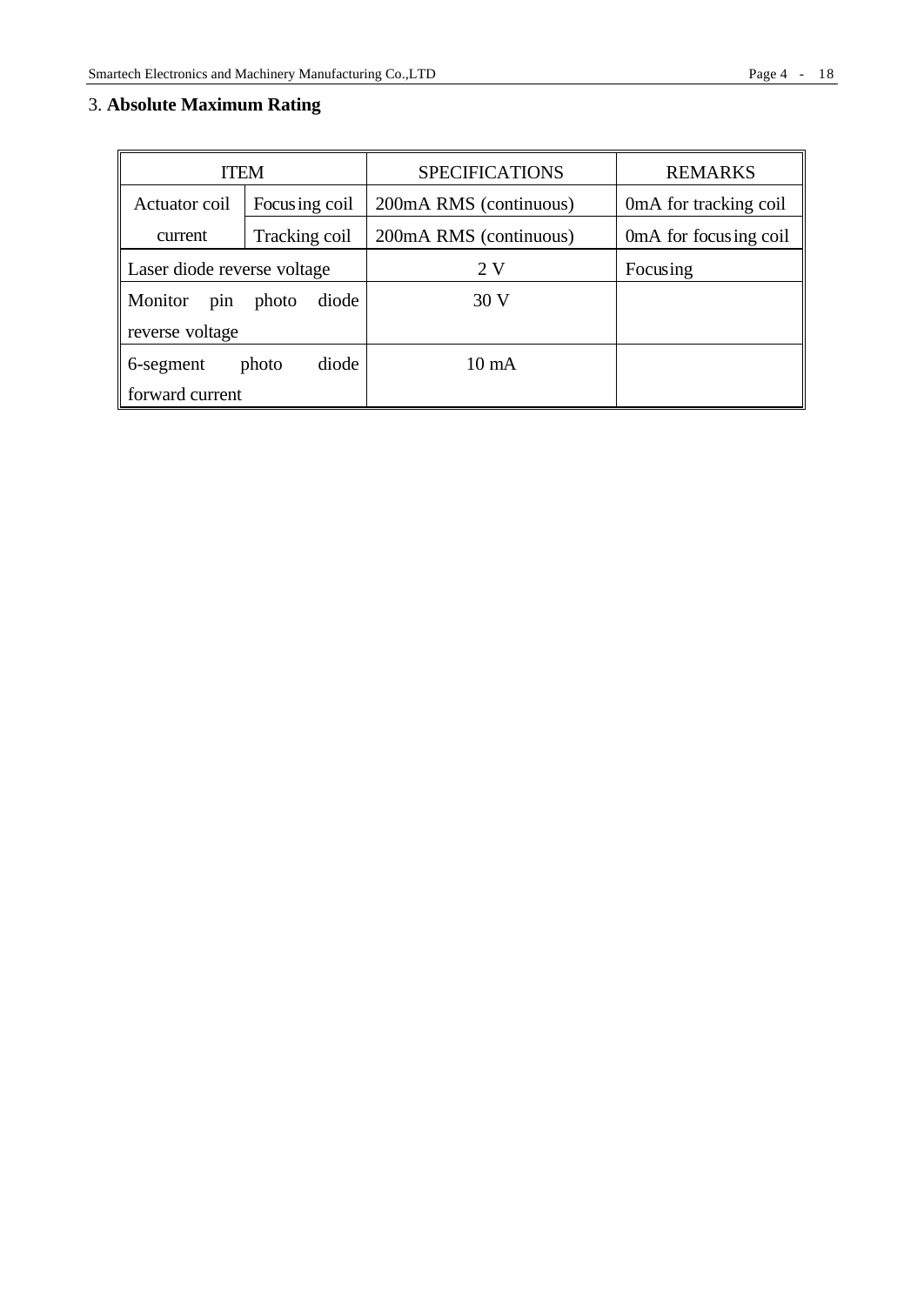## 3. **Absolute Maximum Rating**

| ITEM | | SPECIFICATIONS | REMARKS |
|---|---|---|---|
| Actuator coil current | Focusing coil | 200mA RMS (continuous) | 0mA for tracking coil |
| | Tracking coil | 200mA RMS (continuous) | 0mA for focusing coil |
| Laser diode reverse voltage | | 2 V | Focusing |
| Monitor pin photo diode reverse voltage | | 30 V | |
| 6-segment photo diode forward current | | 10 mA | |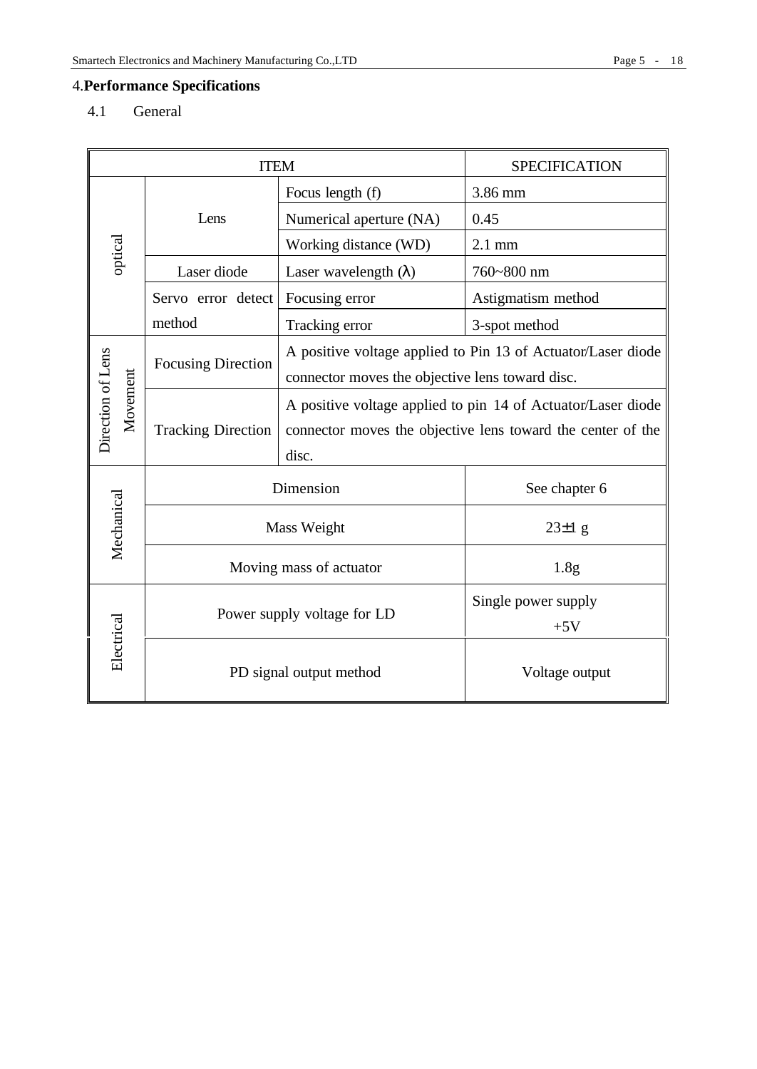# 4.Performance Specifications

## 4.1 General

| ITEM | | | SPECIFICATION |
|---|---|---|---|
| optical | Lens | Focus length (f) | 3.86 mm |
| | | Numerical aperture (NA) | 0.45 |
| | | Working distance (WD) | 2.1 mm |
| | Laser diode | Laser wavelength (λ) | 760~800 nm |
| | Servo error detect method | Focusing error | Astigmatism method |
| | | Tracking error | 3-spot method |
| Direction of Lens Movement | Focusing Direction | A positive voltage applied to Pin 13 of Actuator/Laser diode connector moves the objective lens toward disc. | |
| | Tracking Direction | A positive voltage applied to pin 14 of Actuator/Laser diode connector moves the objective lens toward the center of the disc. | |
| Mechanical | Dimension | | See chapter 6 |
| | Mass Weight | | 23±1 g |
| | Moving mass of actuator | | 1.8g |
| Electrical | Power supply voltage for LD | | Single power supply +5V |
| | PD signal output method | | Voltage output |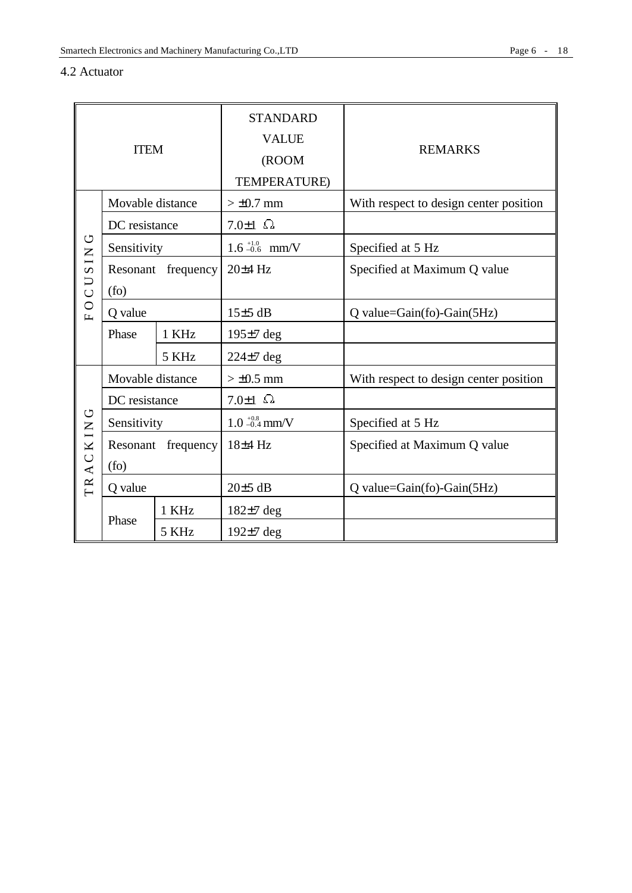## 4.2 Actuator

| ITEM | | | STANDARD VALUE (ROOM TEMPERATURE) | REMARKS |
|---|---|---|---|---|
| FOCUSING | Movable distance | | > ±0.7 mm | With respect to design center position |
| | DC resistance | | 7.0±1 Ω | |
| | Sensitivity | | $1.6^{+1.0}_{-0.6}$ mm/V | Specified at 5 Hz |
| | Resonant frequency (fo) | | 20±4 Hz | Specified at Maximum Q value |
| | Q value | | 15±5 dB | Q value=Gain(fo)-Gain(5Hz) |
| | Phase | 1 KHz | 195±7 deg | |
| | | 5 KHz | 224±7 deg | |
| TRACKING | Movable distance | | > ±0.5 mm | With respect to design center position |
| | DC resistance | | 7.0±1 Ω | |
| | Sensitivity | | $1.0^{+0.8}_{-0.4}$ mm/V | Specified at 5 Hz |
| | Resonant frequency (fo) | | 18±4 Hz | Specified at Maximum Q value |
| | Q value | | 20±5 dB | Q value=Gain(fo)-Gain(5Hz) |
| | Phase | 1 KHz | 182±7 deg | |
| | | 5 KHz | 192±7 deg | |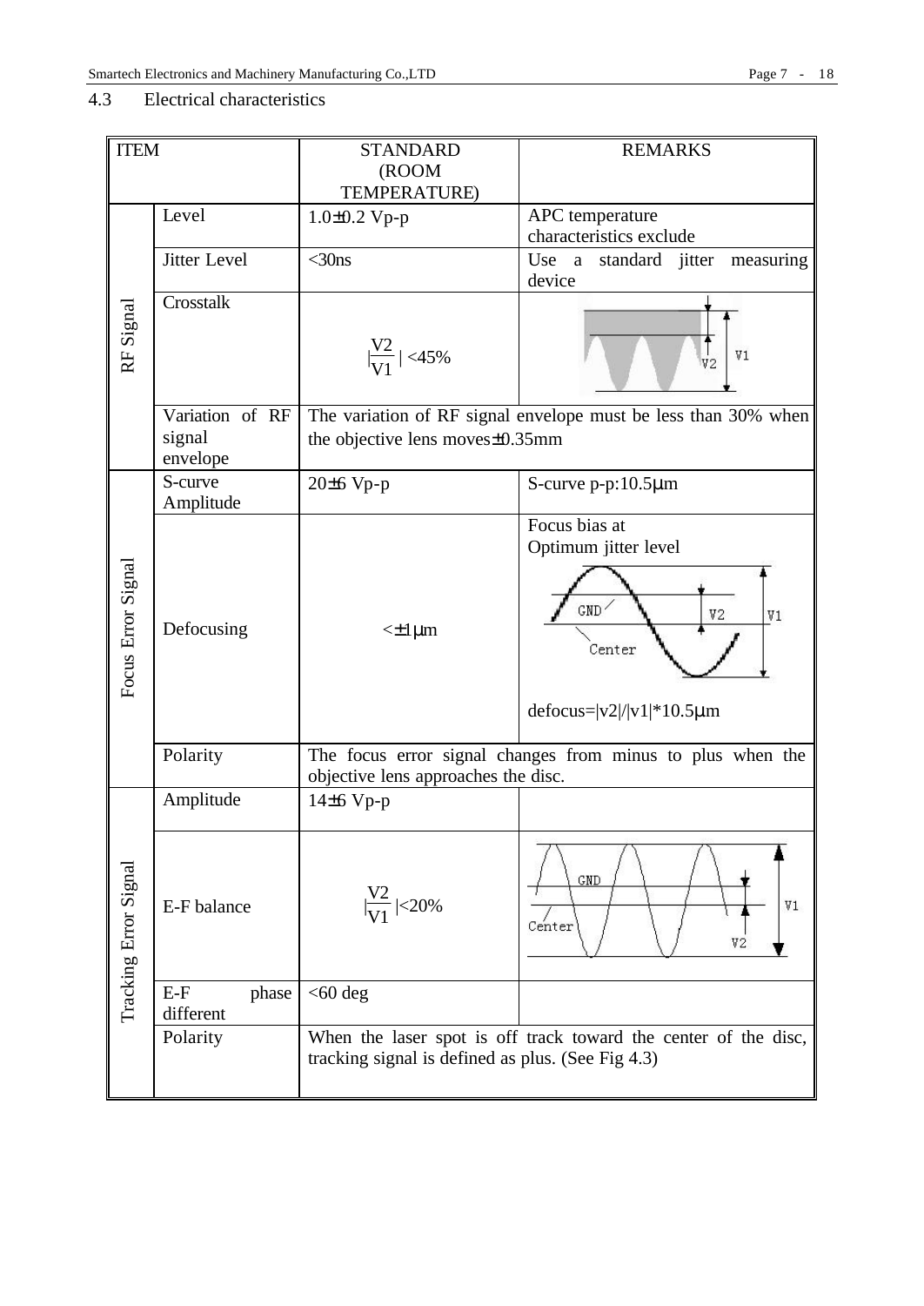## 4.3 Electrical characteristics

| ITEM | | STANDARD (ROOM TEMPERATURE) | REMARKS |
|---|---|---|---|
| RF Signal | Level | 1.0±0.2 Vp-p | APC temperature characteristics exclude |
| | Jitter Level | <30ns | Use a standard jitter measuring device |
| | Crosstalk | $\lvert\frac{V2}{V1}\rvert$ <45% | V2 V1 |
| | Variation of RF signal envelope | The variation of RF signal envelope must be less than 30% when the objective lens moves±0.35mm | |
| Focus Error Signal | S-curve Amplitude | 20±6 Vp-p | S-curve p-p:10.5μm |
| | Defocusing | <±1μm | Focus bias at Optimum jitter level<br>GND V2 V1 Center<br>defocus=\|v2\|/\|v1\|*10.5μm |
| | Polarity | The focus error signal changes from minus to plus when the objective lens approaches the disc. | |
| Tracking Error Signal | Amplitude | 14±6 Vp-p | |
| | E-F balance | $\lvert\frac{V2}{V1}\rvert$<20% | GND V1 Center V2 |
| | E-F phase different | <60 deg | |
| | Polarity | When the laser spot is off track toward the center of the disc, tracking signal is defined as plus. (See Fig 4.3) | |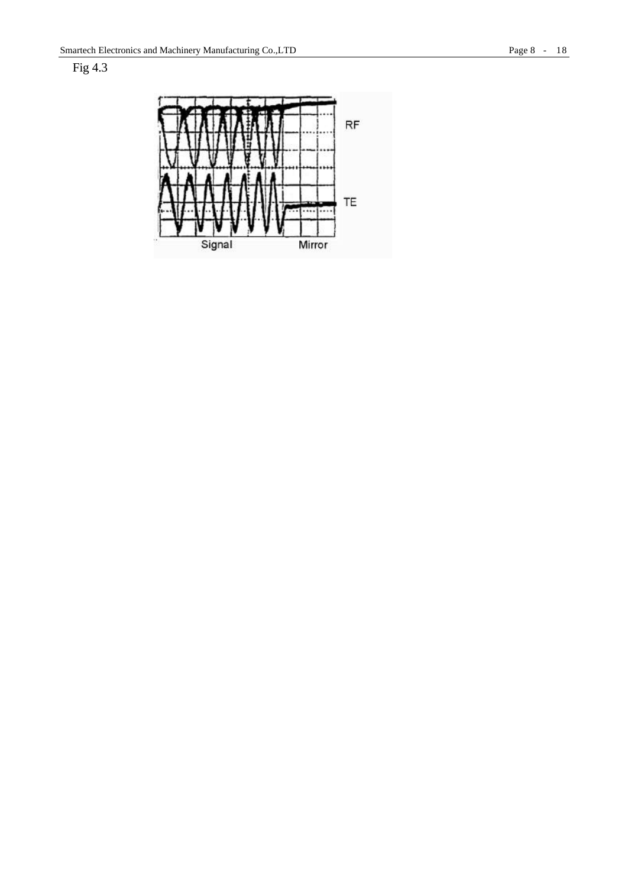Fig 4.3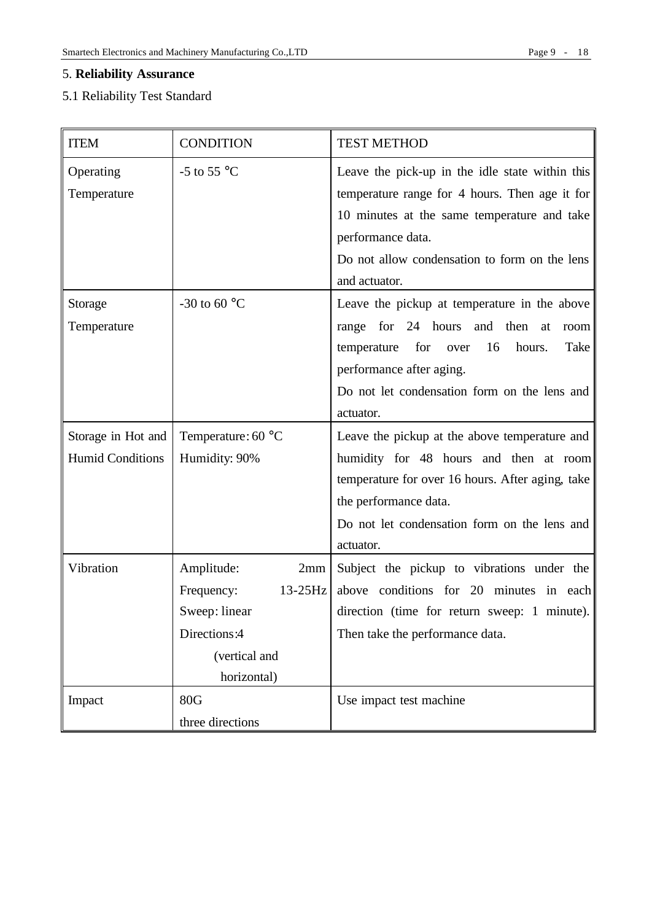## 5. **Reliability Assurance**

### 5.1 Reliability Test Standard

| ITEM | CONDITION | TEST METHOD |
| --- | --- | --- |
| Operating Temperature | -5 to 55 °C | Leave the pick-up in the idle state within this temperature range for 4 hours. Then age it for 10 minutes at the same temperature and take performance data.<br>Do not allow condensation to form on the lens and actuator. |
| Storage Temperature | -30 to 60 °C | Leave the pickup at temperature in the above range for 24 hours and then at room temperature for over 16 hours. Take performance after aging.<br>Do not let condensation form on the lens and actuator. |
| Storage in Hot and Humid Conditions | Temperature: 60 °C<br>Humidity: 90% | Leave the pickup at the above temperature and humidity for 48 hours and then at room temperature for over 16 hours. After aging, take the performance data.<br>Do not let condensation form on the lens and actuator. |
| Vibration | Amplitude: 2mm<br>Frequency: 13-25Hz<br>Sweep: linear<br>Directions:4<br>(vertical and horizontal) | Subject the pickup to vibrations under the above conditions for 20 minutes in each direction (time for return sweep: 1 minute). Then take the performance data. |
| Impact | 80G<br>three directions | Use impact test machine |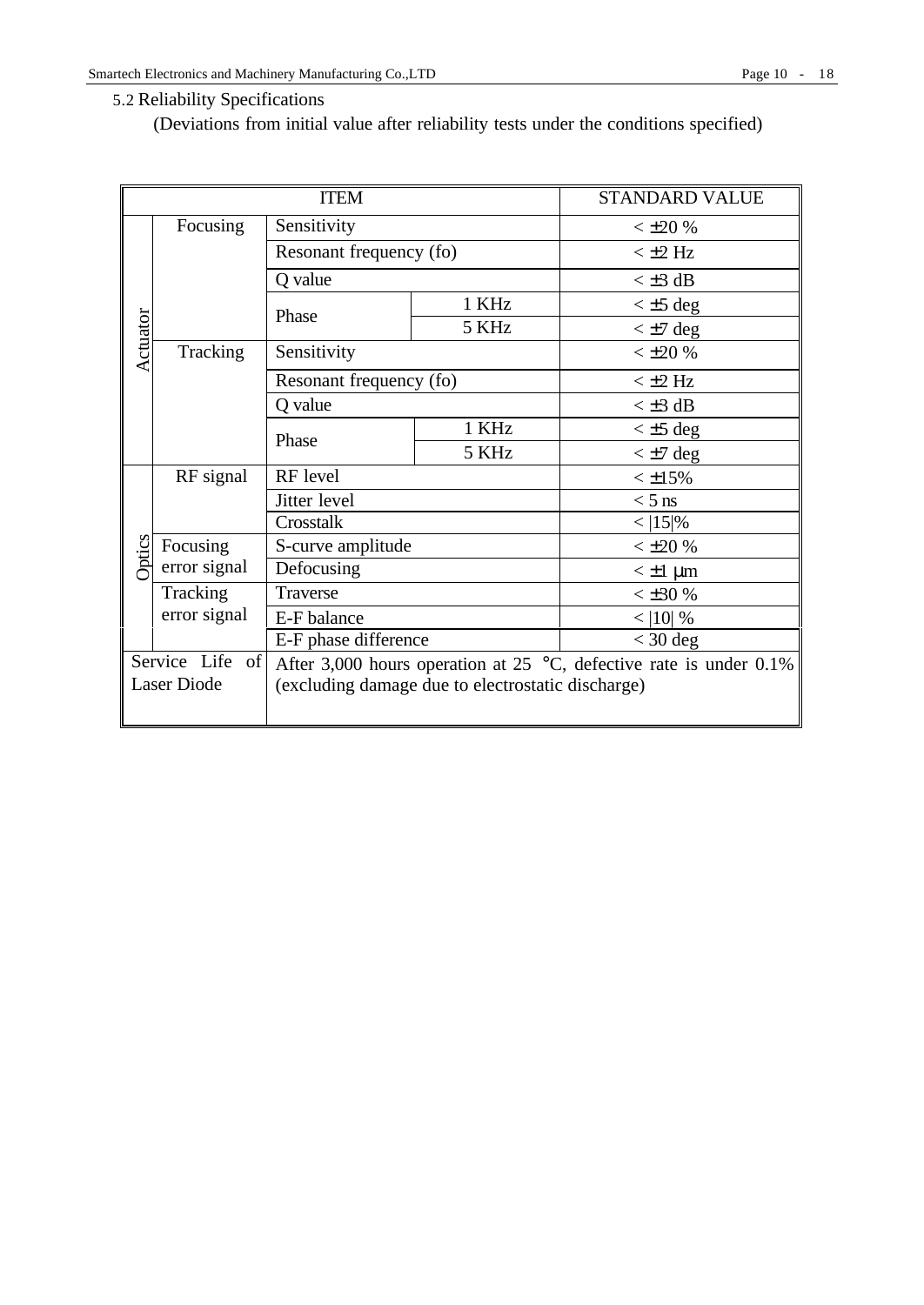5.2 Reliability Specifications

(Deviations from initial value after reliability tests under the conditions specified)

| ITEM | | | | STANDARD VALUE |
| --- | --- | --- | --- | --- |
| Actuator | Focusing | Sensitivity | | < ±20 % |
| | | Resonant frequency (fo) | | < ±2 Hz |
| | | Q value | | < ±3 dB |
| | | Phase | 1 KHz | < ±5 deg |
| | | | 5 KHz | < ±7 deg |
| | Tracking | Sensitivity | | < ±20 % |
| | | Resonant frequency (fo) | | < ±2 Hz |
| | | Q value | | < ±3 dB |
| | | Phase | 1 KHz | < ±5 deg |
| | | | 5 KHz | < ±7 deg |
| Optics | RF signal | RF level | | < ±15% |
| | | Jitter level | | < 5 ns |
| | | Crosstalk | | < \|15\|% |
| | Focusing error signal | S-curve amplitude | | < ±20 % |
| | | Defocusing | | < ±1 μm |
| | Tracking error signal | Traverse | | < ±30 % |
| | | E-F balance | | < \|10\| % |
| | | E-F phase difference | | < 30 deg |
| Service Life of Laser Diode | | After 3,000 hours operation at 25 °C, defective rate is under 0.1% (excluding damage due to electrostatic discharge) | | |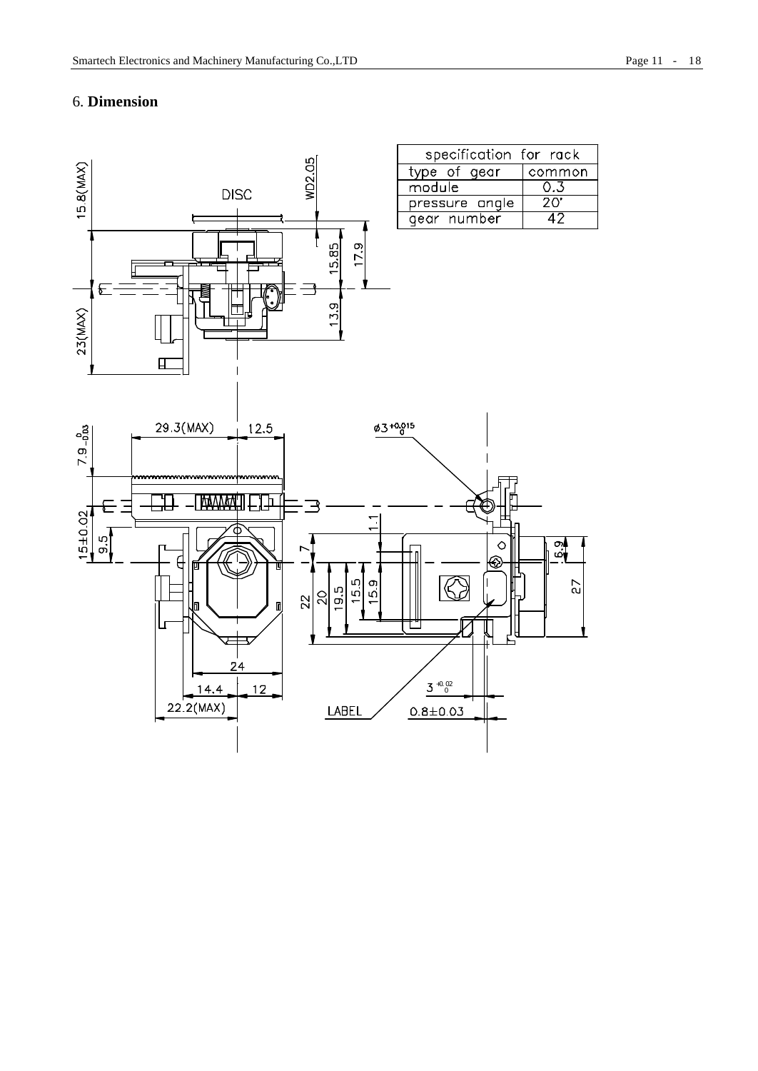## 6. **Dimension**

| specification for rack | |
|---|---|
| type of gear | common |
| module | 0.3 |
| pressure angle | 20' |
| gear number | 42 |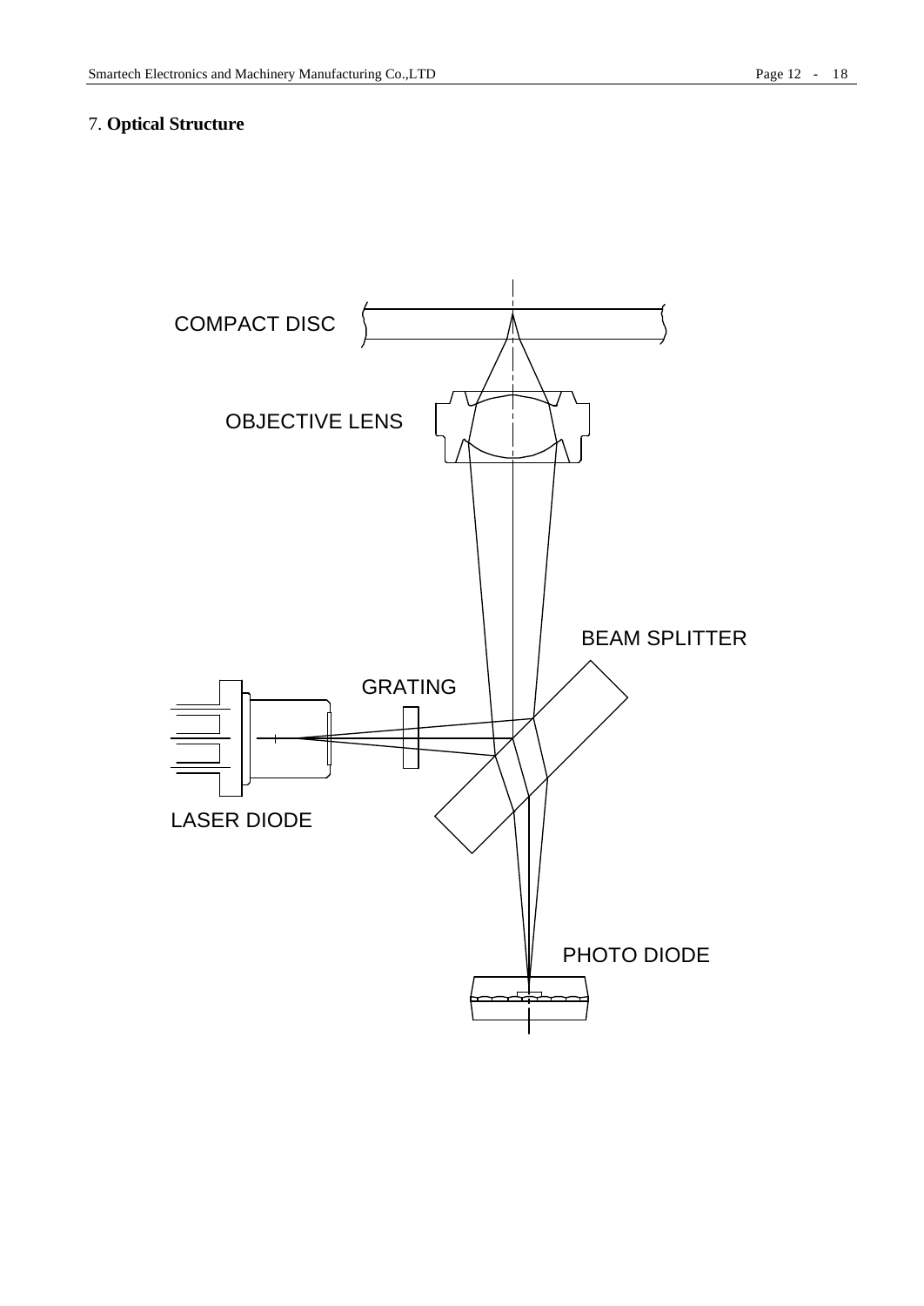## 7. **Optical Structure**

COMPACT DISC

OBJECTIVE LENS

BEAM SPLITTER

GRATING

LASER DIODE

PHOTO DIODE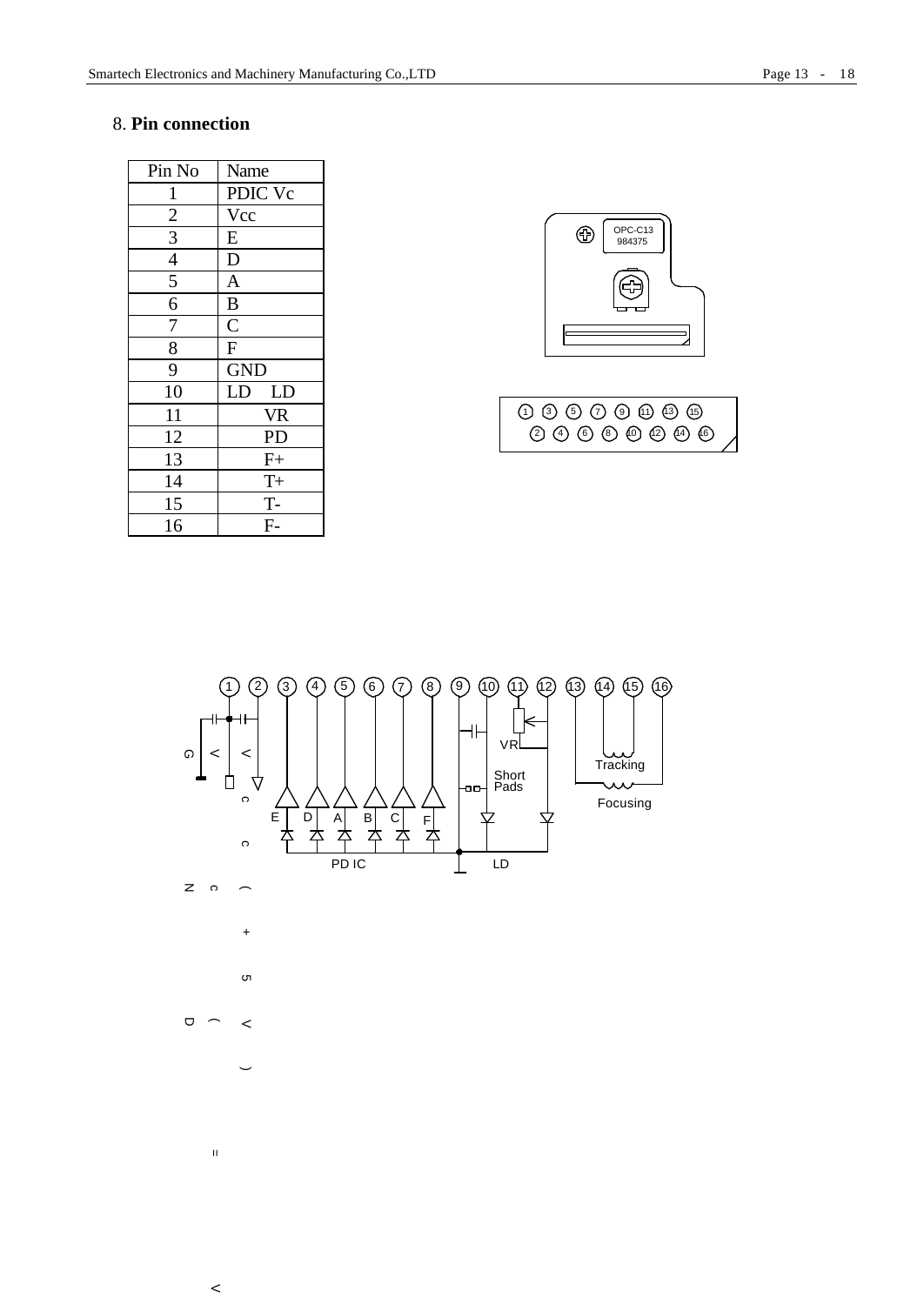## 8. **Pin connection**

| Pin No | Name |
|---|---|
| 1 | PDIC Vc |
| 2 | Vcc |
| 3 | E |
| 4 | D |
| 5 | A |
| 6 | B |
| 7 | C |
| 8 | F |
| 9 | GND |
| 10 | LD LD |
| 11 | VR |
| 12 | PD |
| 13 | F+ |
| 14 | T+ |
| 15 | T- |
| 16 | F- |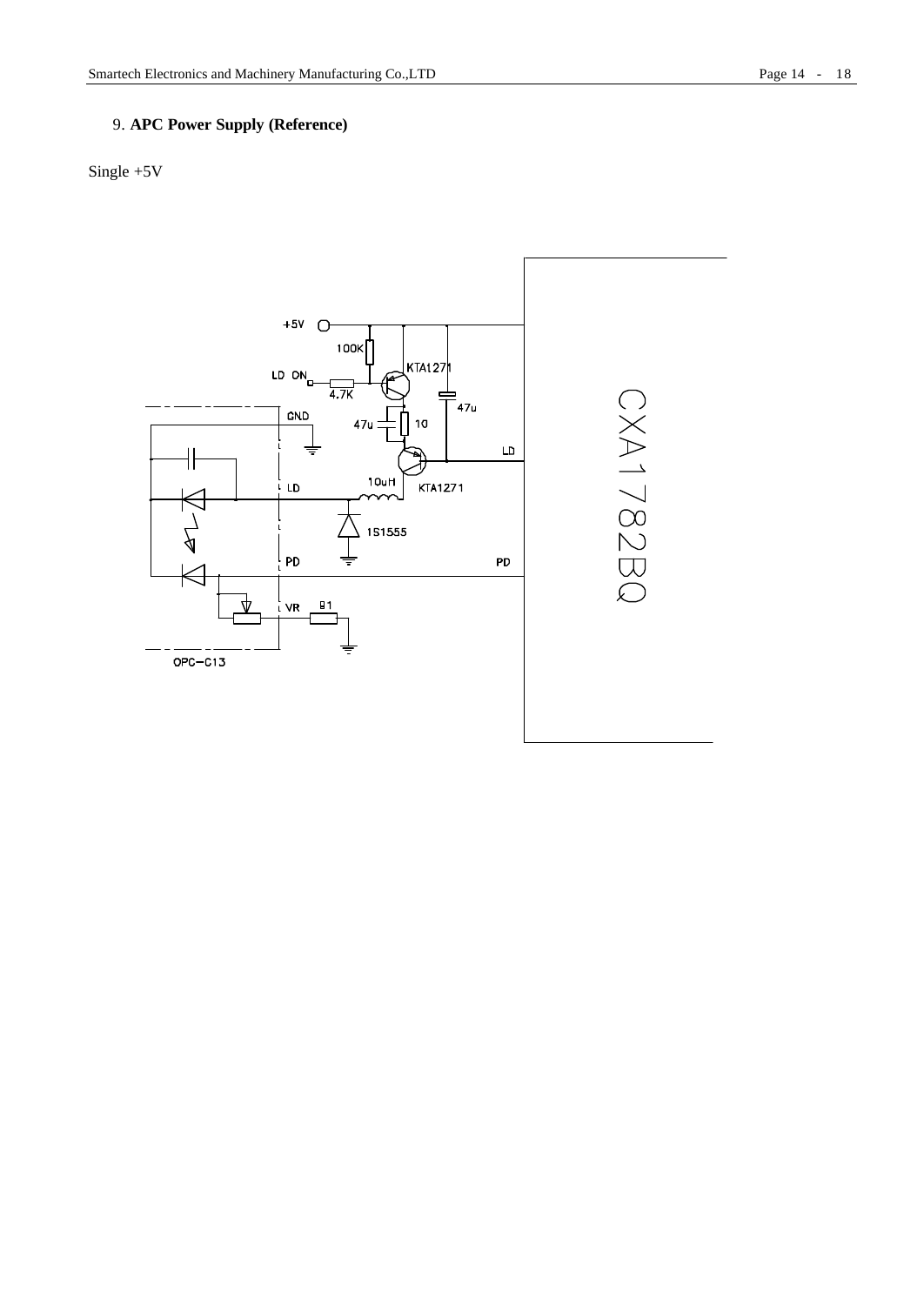9. **APC Power Supply (Reference)**

Single +5V

+5V

100K

KTA1271

LD ON

4.7K

47u

GND

47u

10

LD

10uH

KTA1271

LD

1S1555

PD

PD

VR

91

OPC-C13

CXA1782BQ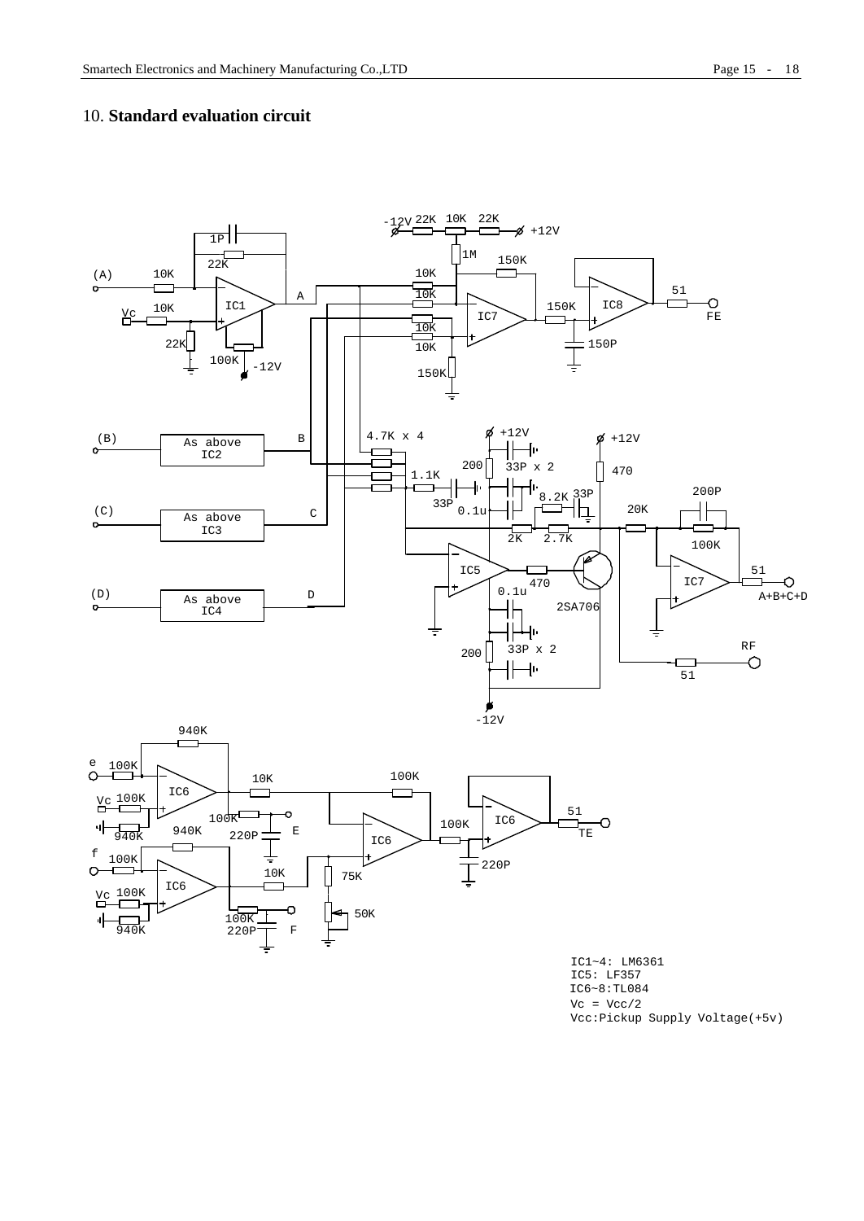## 10. **Standard evaluation circuit**

IC1~4: LM6361
IC5: LF357
IC6~8:TL084
Vc = Vcc/2
Vcc:Pickup Supply Voltage(+5v)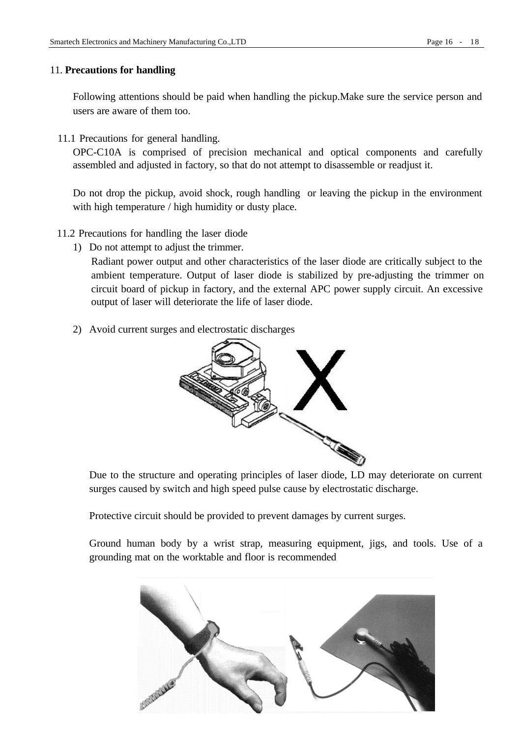## 11. **Precautions for handling**

Following attentions should be paid when handling the pickup.Make sure the service person and users are aware of them too.

### 11.1 Precautions for general handling.

OPC-C10A is comprised of precision mechanical and optical components and carefully assembled and adjusted in factory, so that do not attempt to disassemble or readjust it.

Do not drop the pickup, avoid shock, rough handling or leaving the pickup in the environment with high temperature / high humidity or dusty place.

### 11.2 Precautions for handling the laser diode

1) Do not attempt to adjust the trimmer.

   Radiant power output and other characteristics of the laser diode are critically subject to the ambient temperature. Output of laser diode is stabilized by pre-adjusting the trimmer on circuit board of pickup in factory, and the external APC power supply circuit. An excessive output of laser will deteriorate the life of laser diode.

2) Avoid current surges and electrostatic discharges

   Due to the structure and operating principles of laser diode, LD may deteriorate on current surges caused by switch and high speed pulse cause by electrostatic discharge.

   Protective circuit should be provided to prevent damages by current surges.

   Ground human body by a wrist strap, measuring equipment, jigs, and tools. Use of a grounding mat on the worktable and floor is recommended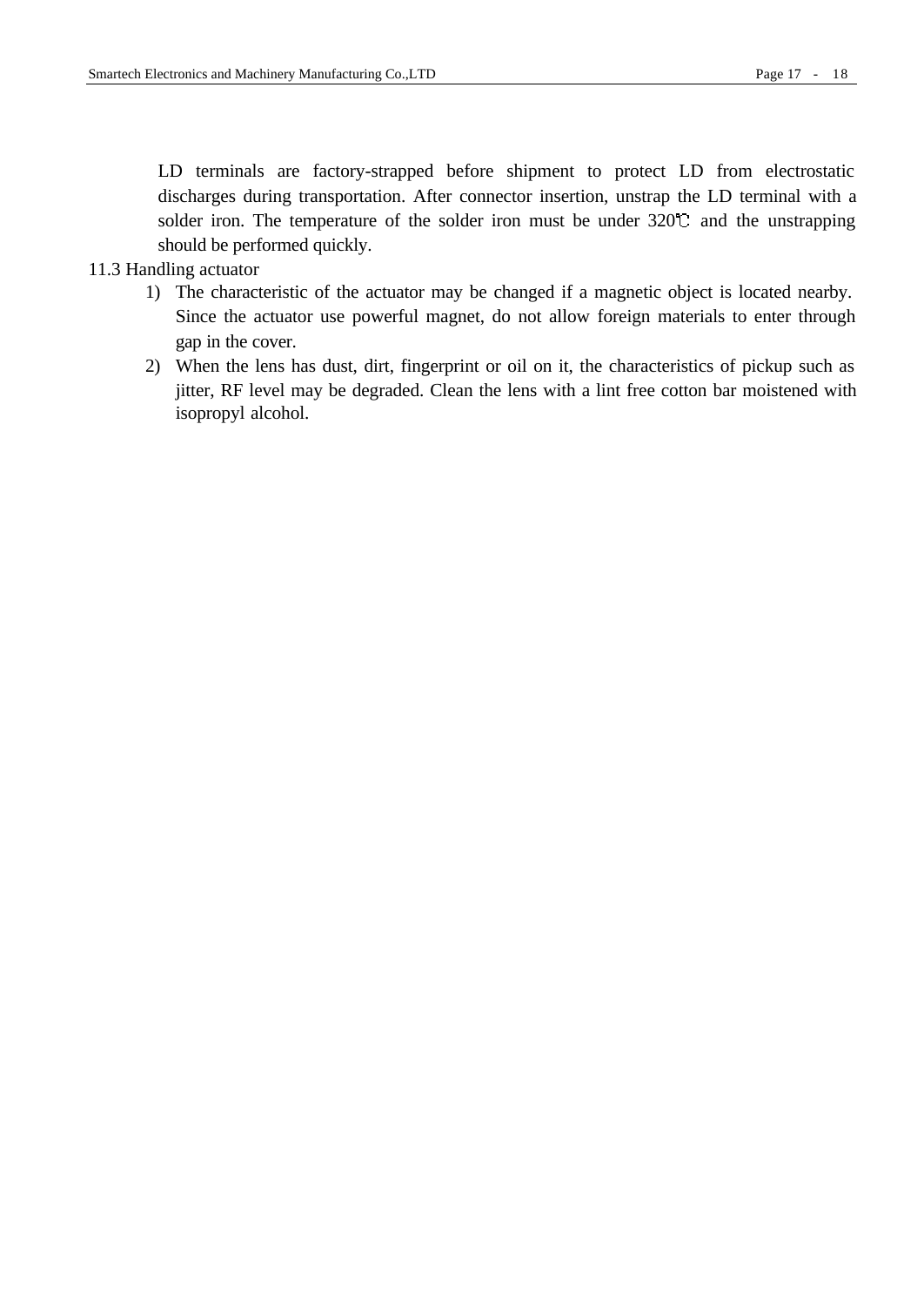LD terminals are factory-strapped before shipment to protect LD from electrostatic discharges during transportation. After connector insertion, unstrap the LD terminal with a solder iron. The temperature of the solder iron must be under 320℃ and the unstrapping should be performed quickly.

11.3 Handling actuator

1) The characteristic of the actuator may be changed if a magnetic object is located nearby. Since the actuator use powerful magnet, do not allow foreign materials to enter through gap in the cover.
2) When the lens has dust, dirt, fingerprint or oil on it, the characteristics of pickup such as jitter, RF level may be degraded. Clean the lens with a lint free cotton bar moistened with isopropyl alcohol.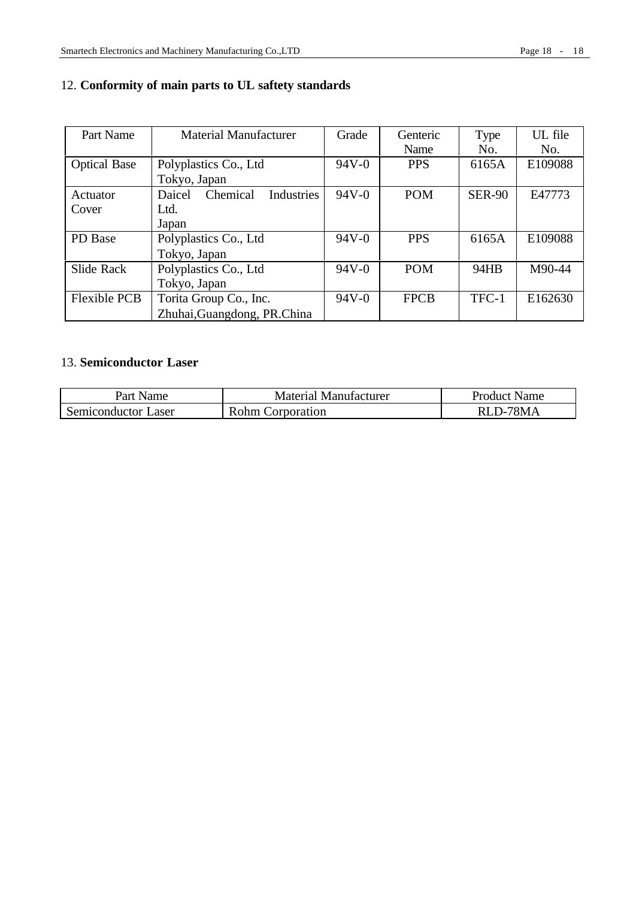## 12. **Conformity of main parts to UL saftety standards**

| Part Name | Material Manufacturer | Grade | Genteric Name | Type No. | UL file No. |
|---|---|---|---|---|---|
| Optical Base | Polyplastics Co., Ltd Tokyo, Japan | 94V-0 | PPS | 6165A | E109088 |
| Actuator Cover | Daicel Chemical Industries Ltd. Japan | 94V-0 | POM | SER-90 | E47773 |
| PD Base | Polyplastics Co., Ltd Tokyo, Japan | 94V-0 | PPS | 6165A | E109088 |
| Slide Rack | Polyplastics Co., Ltd Tokyo, Japan | 94V-0 | POM | 94HB | M90-44 |
| Flexible PCB | Torita Group Co., Inc. Zhuhai,Guangdong, PR.China | 94V-0 | FPCB | TFC-1 | E162630 |

## 13. **Semiconductor Laser**

| Part Name | Material Manufacturer | Product Name |
|---|---|---|
| Semiconductor Laser | Rohm Corporation | RLD-78MA |